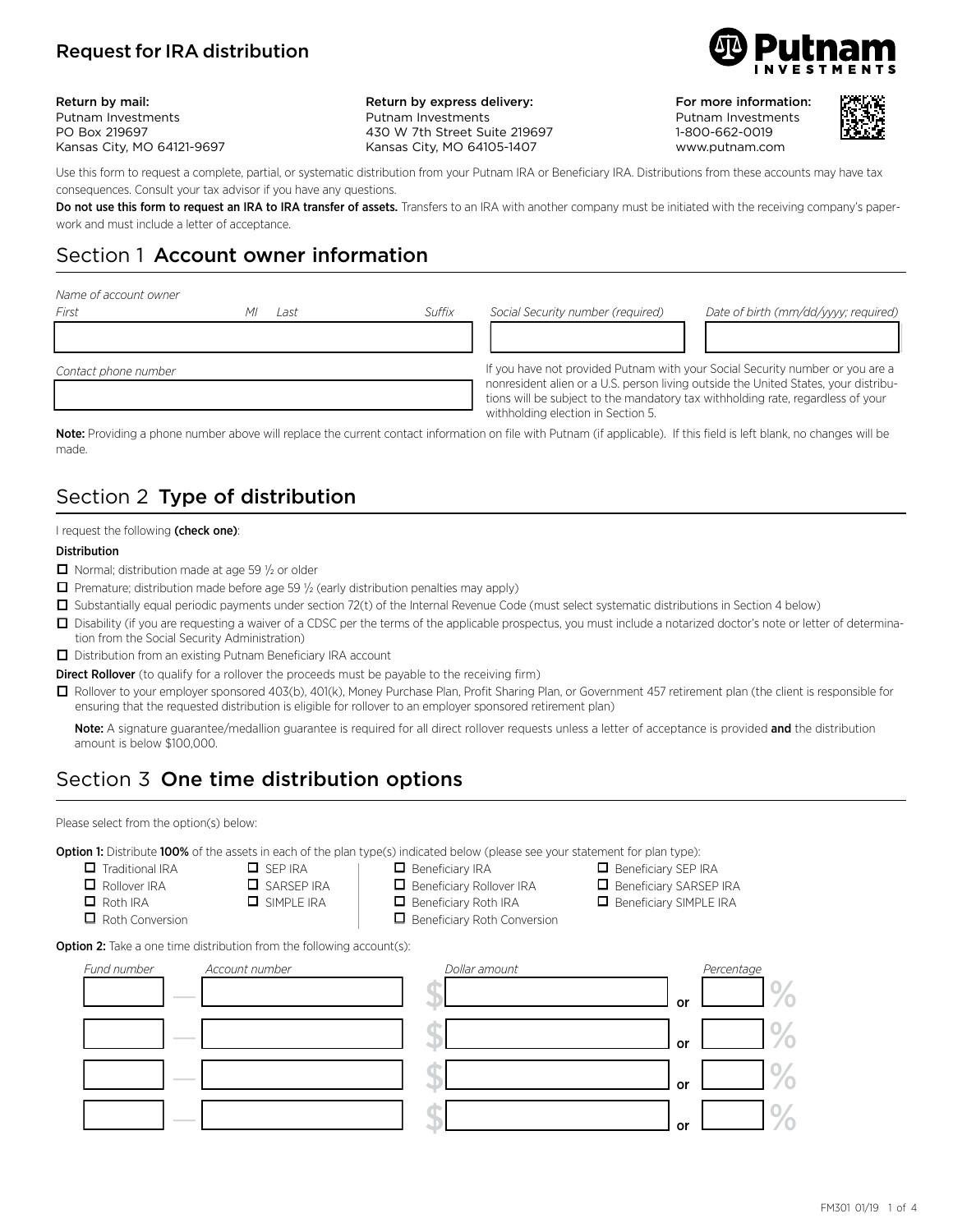# Request for IRA distribution

**Return by mail:**
Putnam Investments
PO Box 219697
Kansas City, MO 64121-9697

**Return by express delivery:**
Putnam Investments
430 W 7th Street Suite 219697
Kansas City, MO 64105-1407

**For more information:**
Putnam Investments
1-800-662-0019
www.putnam.com

Use this form to request a complete, partial, or systematic distribution from your Putnam IRA or Beneficiary IRA. Distributions from these accounts may have tax consequences. Consult your tax advisor if you have any questions.

**Do not use this form to request an IRA to IRA transfer of assets.** Transfers to an IRA with another company must be initiated with the receiving company's paperwork and must include a letter of acceptance.

## Section 1 Account owner information

*Name of account owner*

| *First* | *MI* | *Last* | *Suffix* | *Social Security number (required)* | *Date of birth (mm/dd/yyyy; required)* |
|---|---|---|---|---|---|
| | | | | | |

*Contact phone number*

| |
|---|

If you have not provided Putnam with your Social Security number or you are a nonresident alien or a U.S. person living outside the United States, your distributions will be subject to the mandatory tax withholding rate, regardless of your withholding election in Section 5.

**Note:** Providing a phone number above will replace the current contact information on file with Putnam (if applicable). If this field is left blank, no changes will be made.

## Section 2 Type of distribution

I request the following **(check one)**:

**Distribution**

- ☐ Normal; distribution made at age 59 ½ or older
- ☐ Premature; distribution made before age 59 ½ (early distribution penalties may apply)
- ☐ Substantially equal periodic payments under section 72(t) of the Internal Revenue Code (must select systematic distributions in Section 4 below)
- ☐ Disability (if you are requesting a waiver of a CDSC per the terms of the applicable prospectus, you must include a notarized doctor's note or letter of determination from the Social Security Administration)
- ☐ Distribution from an existing Putnam Beneficiary IRA account

**Direct Rollover** (to qualify for a rollover the proceeds must be payable to the receiving firm)

- ☐ Rollover to your employer sponsored 403(b), 401(k), Money Purchase Plan, Profit Sharing Plan, or Government 457 retirement plan (the client is responsible for ensuring that the requested distribution is eligible for rollover to an employer sponsored retirement plan)

**Note:** A signature guarantee/medallion guarantee is required for all direct rollover requests unless a letter of acceptance is provided **and** the distribution amount is below $100,000.

## Section 3 One time distribution options

Please select from the option(s) below:

**Option 1:** Distribute **100%** of the assets in each of the plan type(s) indicated below (please see your statement for plan type):

- ☐ Traditional IRA
- ☐ Rollover IRA
- ☐ Roth IRA
- ☐ Roth Conversion
- ☐ SEP IRA
- ☐ SARSEP IRA
- ☐ SIMPLE IRA
- ☐ Beneficiary IRA
- ☐ Beneficiary Rollover IRA
- ☐ Beneficiary Roth IRA
- ☐ Beneficiary Roth Conversion
- ☐ Beneficiary SEP IRA
- ☐ Beneficiary SARSEP IRA
- ☐ Beneficiary SIMPLE IRA

**Option 2:** Take a one time distribution from the following account(s):

| *Fund number* | *Account number* | *Dollar amount* | | *Percentage* |
|---|---|---|---|---|
| | | $ | or | % |
| | | $ | or | % |
| | | $ | or | % |
| | | $ | or | % |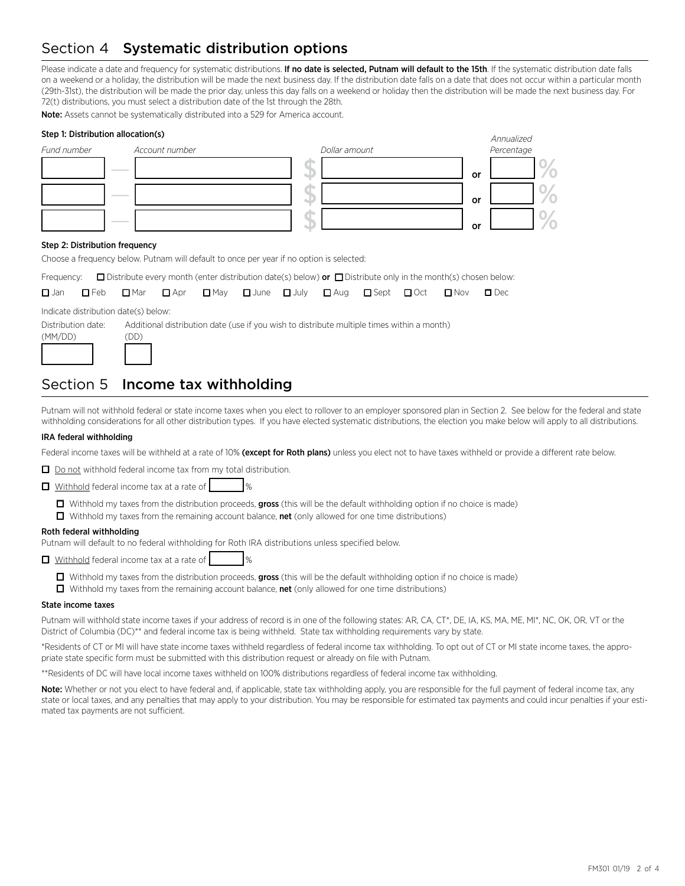## Section 4 Systematic distribution options

Please indicate a date and frequency for systematic distributions. **If no date is selected, Putnam will default to the 15th**. If the systematic distribution date falls on a weekend or a holiday, the distribution will be made the next business day. If the distribution date falls on a date that does not occur within a particular month (29th-31st), the distribution will be made the prior day, unless this day falls on a weekend or holiday then the distribution will be made the next business day. For 72(t) distributions, you must select a distribution date of the 1st through the 28th.

**Note:** Assets cannot be systematically distributed into a 529 for America account.

### Step 1: Distribution allocation(s)

| *Fund number* | | *Account number* | | *Dollar amount* | | *Annualized Percentage* | |
|---|---|---|---|---|---|---|---|
| | — | | $ | | or | | % |
| | — | | $ | | or | | % |
| | — | | $ | | or | | % |

### Step 2: Distribution frequency

Choose a frequency below. Putnam will default to once per year if no option is selected:

Frequency: ☐ Distribute every month (enter distribution date(s) below) **or** ☐ Distribute only in the month(s) chosen below:

☐ Jan ☐ Feb ☐ Mar ☐ Apr ☐ May ☐ June ☐ July ☐ Aug ☐ Sept ☐ Oct ☐ Nov ☐ Dec

Indicate distribution date(s) below:

Distribution date: (MM/DD) ________

Additional distribution date (use if you wish to distribute multiple times within a month) (DD) ________

## Section 5 Income tax withholding

Putnam will not withhold federal or state income taxes when you elect to rollover to an employer sponsored plan in Section 2. See below for the federal and state withholding considerations for all other distribution types. If you have elected systematic distributions, the election you make below will apply to all distributions.

### IRA federal withholding

Federal income taxes will be withheld at a rate of 10% **(except for Roth plans)** unless you elect not to have taxes withheld or provide a different rate below.

☐ Do not withhold federal income tax from my total distribution.

☐ Withhold federal income tax at a rate of ________ %

- ☐ Withhold my taxes from the distribution proceeds, **gross** (this will be the default withholding option if no choice is made)
- ☐ Withhold my taxes from the remaining account balance, **net** (only allowed for one time distributions)

### Roth federal withholding

Putnam will default to no federal withholding for Roth IRA distributions unless specified below.

☐ Withhold federal income tax at a rate of ________ %

- ☐ Withhold my taxes from the distribution proceeds, **gross** (this will be the default withholding option if no choice is made)
- ☐ Withhold my taxes from the remaining account balance, **net** (only allowed for one time distributions)

### State income taxes

Putnam will withhold state income taxes if your address of record is in one of the following states: AR, CA, CT*, DE, IA, KS, MA, ME, MI*, NC, OK, OR, VT or the District of Columbia (DC)** and federal income tax is being withheld. State tax withholding requirements vary by state.

*Residents of CT or MI will have state income taxes withheld regardless of federal income tax withholding. To opt out of CT or MI state income taxes, the appropriate state specific form must be submitted with this distribution request or already on file with Putnam.

**Residents of DC will have local income taxes withheld on 100% distributions regardless of federal income tax withholding.

**Note:** Whether or not you elect to have federal and, if applicable, state tax withholding apply, you are responsible for the full payment of federal income tax, any state or local taxes, and any penalties that may apply to your distribution. You may be responsible for estimated tax payments and could incur penalties if your estimated tax payments are not sufficient.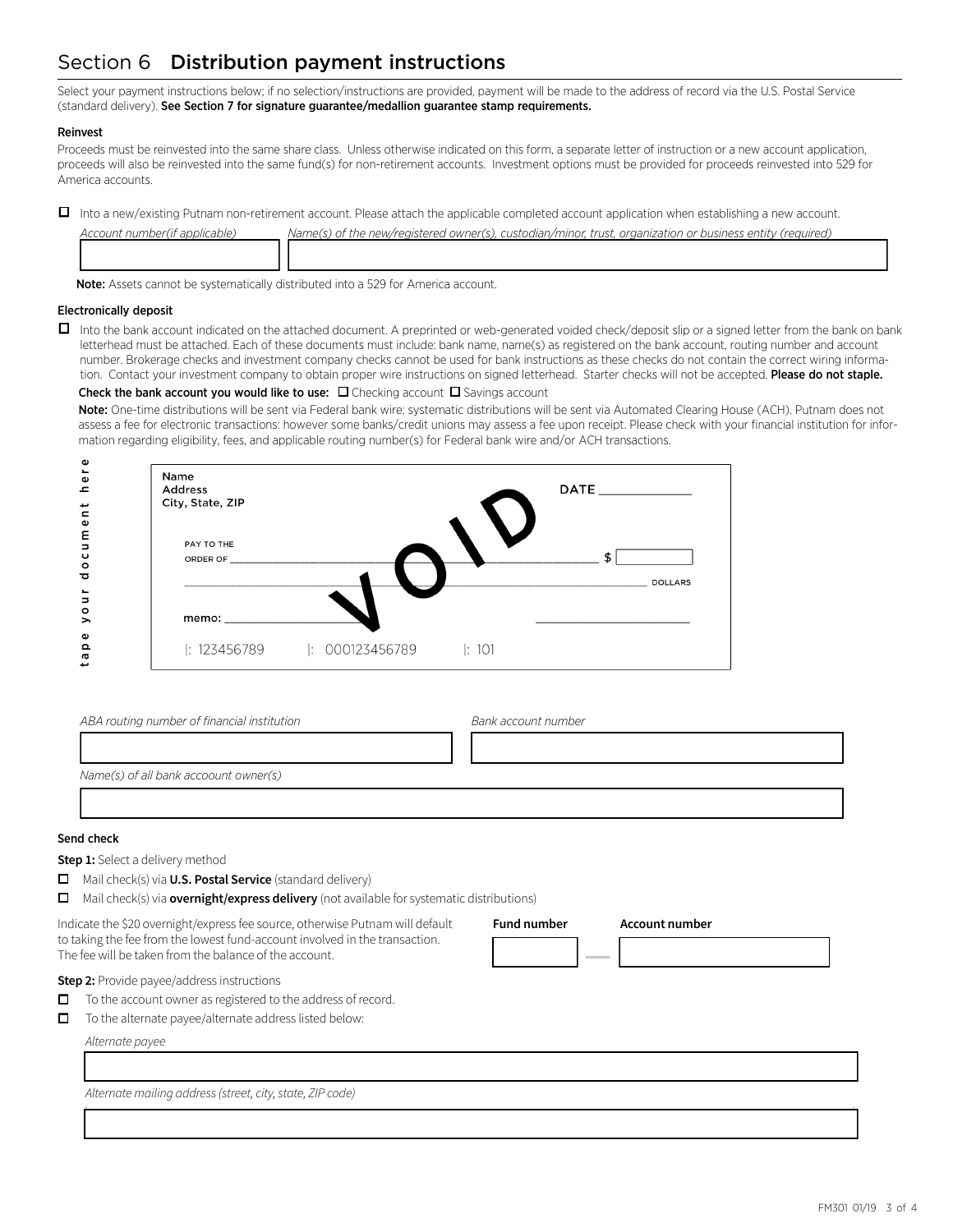# Section 6 Distribution payment instructions

Select your payment instructions below; if no selection/instructions are provided, payment will be made to the address of record via the U.S. Postal Service (standard delivery). **See Section 7 for signature guarantee/medallion guarantee stamp requirements.**

**Reinvest**

Proceeds must be reinvested into the same share class. Unless otherwise indicated on this form, a separate letter of instruction or a new account application, proceeds will also be reinvested into the same fund(s) for non-retirement accounts. Investment options must be provided for proceeds reinvested into 529 for America accounts.

☐ Into a new/existing Putnam non-retirement account. Please attach the applicable completed account application when establishing a new account.

| *Account number(if applicable)* | *Name(s) of the new/registered owner(s), custodian/minor, trust, organization or business entity (required)* |
|---|---|
| | |

**Note:** Assets cannot be systematically distributed into a 529 for America account.

**Electronically deposit**

☐ Into the bank account indicated on the attached document. A preprinted or web-generated voided check/deposit slip or a signed letter from the bank on bank letterhead must be attached. Each of these documents must include: bank name, name(s) as registered on the bank account, routing number and account number. Brokerage checks and investment company checks cannot be used for bank instructions as these checks do not contain the correct wiring information. Contact your investment company to obtain proper wire instructions on signed letterhead. Starter checks will not be accepted. **Please do not staple.**

**Check the bank account you would like to use:** ☐ Checking account ☐ Savings account

**Note:** One-time distributions will be sent via Federal bank wire; systematic distributions will be sent via Automated Clearing House (ACH). Putnam does not assess a fee for electronic transactions: however some banks/credit unions may assess a fee upon receipt. Please check with your financial institution for information regarding eligibility, fees, and applicable routing number(s) for Federal bank wire and/or ACH transactions.

tape your document here

Name
Address
City, State, ZIP

DATE ____________

PAY TO THE ORDER OF ____________________ $

____________________ DOLLARS

memo: ____________

VOID

|: 123456789 |: 000123456789 |: 101

| *ABA routing number of financial institution* | *Bank account number* |
|---|---|
| | |

*Name(s) of all bank accoount owner(s)*

______________________________

**Send check**

**Step 1:** Select a delivery method

☐ Mail check(s) via **U.S. Postal Service** (standard delivery)

☐ Mail check(s) via **overnight/express delivery** (not available for systematic distributions)

Indicate the $20 overnight/express fee source, otherwise Putnam will default to taking the fee from the lowest fund-account involved in the transaction. The fee will be taken from the balance of the account.

| **Fund number** | **Account number** |
|---|---|
| | |

**Step 2:** Provide payee/address instructions

☐ To the account owner as registered to the address of record.

☐ To the alternate payee/alternate address listed below:

*Alternate payee*

______________________________

*Alternate mailing address (street, city, state, ZIP code)*

______________________________

FM301 01/19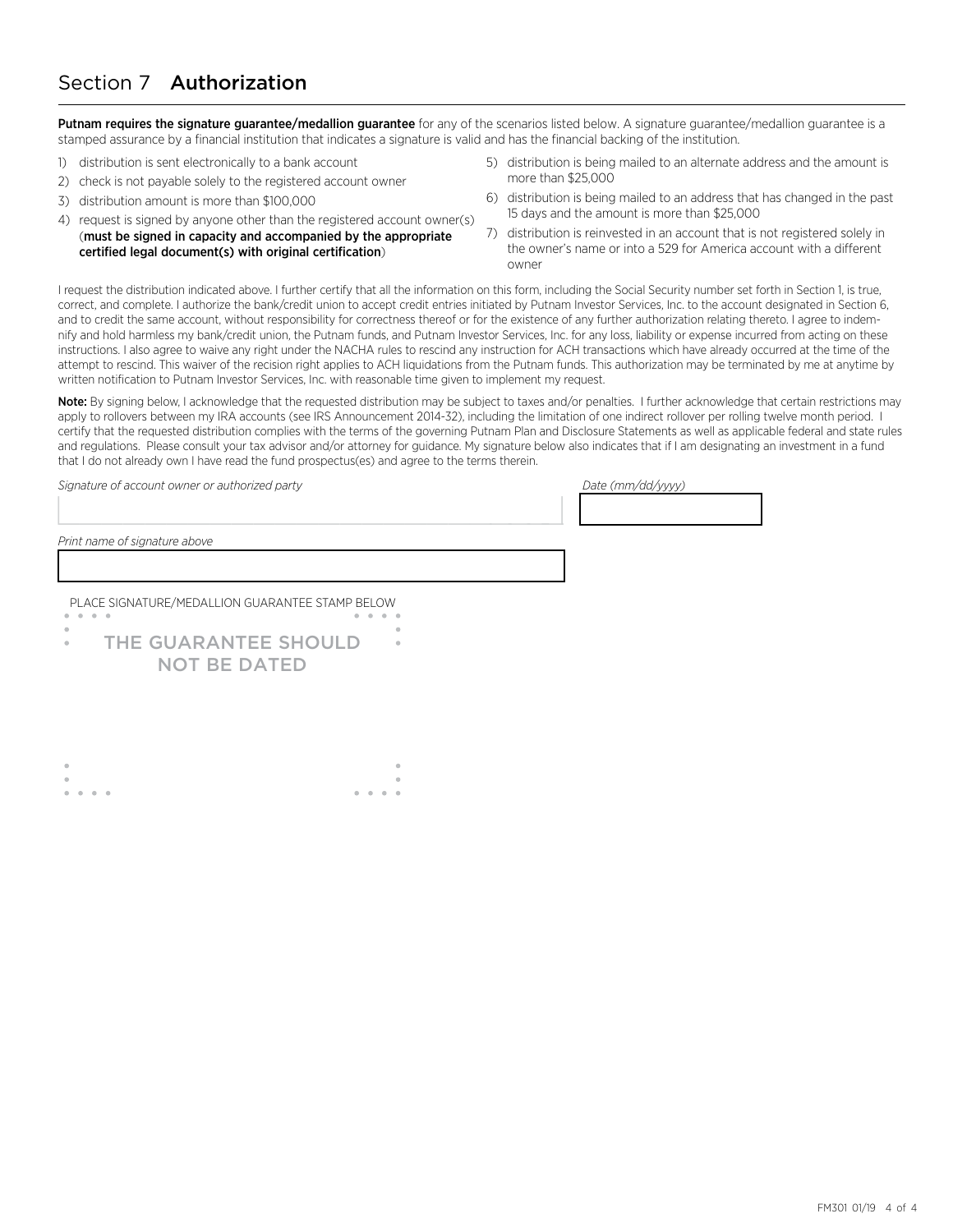## Section 7 Authorization

**Putnam requires the signature guarantee/medallion guarantee** for any of the scenarios listed below. A signature guarantee/medallion guarantee is a stamped assurance by a financial institution that indicates a signature is valid and has the financial backing of the institution.

1) distribution is sent electronically to a bank account
2) check is not payable solely to the registered account owner
3) distribution amount is more than $100,000
4) request is signed by anyone other than the registered account owner(s) (**must be signed in capacity and accompanied by the appropriate certified legal document(s) with original certification**)
5) distribution is being mailed to an alternate address and the amount is more than $25,000
6) distribution is being mailed to an address that has changed in the past 15 days and the amount is more than $25,000
7) distribution is reinvested in an account that is not registered solely in the owner's name or into a 529 for America account with a different owner

I request the distribution indicated above. I further certify that all the information on this form, including the Social Security number set forth in Section 1, is true, correct, and complete. I authorize the bank/credit union to accept credit entries initiated by Putnam Investor Services, Inc. to the account designated in Section 6, and to credit the same account, without responsibility for correctness thereof or for the existence of any further authorization relating thereto. I agree to indemnify and hold harmless my bank/credit union, the Putnam funds, and Putnam Investor Services, Inc. for any loss, liability or expense incurred from acting on these instructions. I also agree to waive any right under the NACHA rules to rescind any instruction for ACH transactions which have already occurred at the time of the attempt to rescind. This waiver of the recision right applies to ACH liquidations from the Putnam funds. This authorization may be terminated by me at anytime by written notification to Putnam Investor Services, Inc. with reasonable time given to implement my request.

**Note:** By signing below, I acknowledge that the requested distribution may be subject to taxes and/or penalties. I further acknowledge that certain restrictions may apply to rollovers between my IRA accounts (see IRS Announcement 2014-32), including the limitation of one indirect rollover per rolling twelve month period. I certify that the requested distribution complies with the terms of the governing Putnam Plan and Disclosure Statements as well as applicable federal and state rules and regulations. Please consult your tax advisor and/or attorney for guidance. My signature below also indicates that if I am designating an investment in a fund that I do not already own I have read the fund prospectus(es) and agree to the terms therein.

*Signature of account owner or authorized party*

*Date (mm/dd/yyyy)*

*Print name of signature above*

PLACE SIGNATURE/MEDALLION GUARANTEE STAMP BELOW

THE GUARANTEE SHOULD NOT BE DATED

FM301 01/19